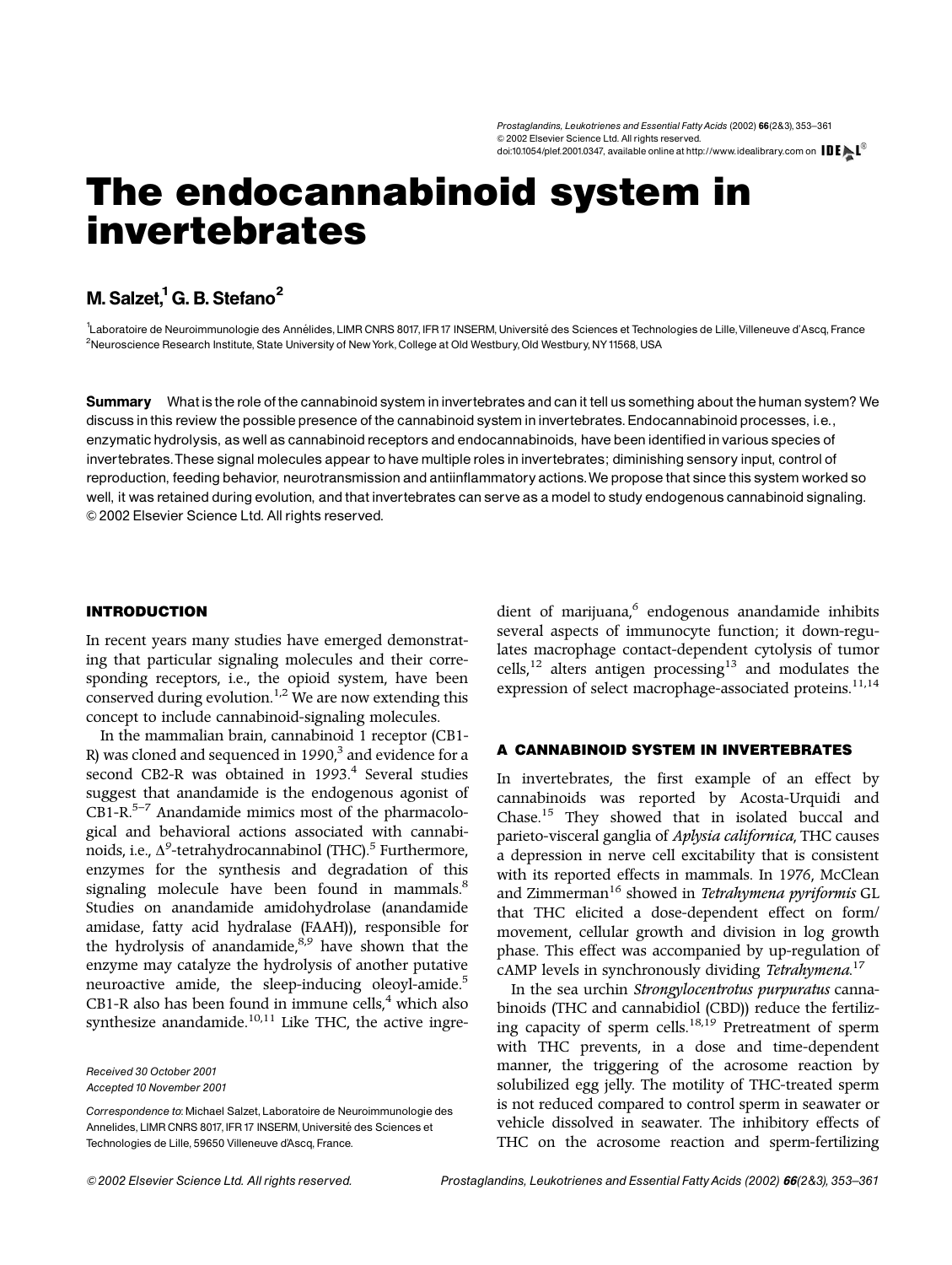# The endocannabinoid system in invertebrates

**M. Salzet,[1] G. B. Stefano[2]**

[1]Laboratoire de Neuroimmunologie des Annélides, LIMR CNRS 8017, IFR 17 INSERM, Université des Sciences et Technologies de Lille, Villeneuve d'Ascq, France
[2]Neuroscience Research Institute, State University of New York, College at Old Westbury, Old Westbury, NY 11568, USA

**Summary** What is the role of the cannabinoid system in invertebrates and can it tell us something about the human system? We discuss in this review the possible presence of the cannabinoid system in invertebrates. Endocannabinoid processes, i.e., enzymatic hydrolysis, as well as cannabinoid receptors and endocannabinoids, have been identified in various species of invertebrates. These signal molecules appear to have multiple roles in invertebrates; diminishing sensory input, control of reproduction, feeding behavior, neurotransmission and antiinflammatory actions. We propose that since this system worked so well, it was retained during evolution, and that invertebrates can serve as a model to study endogenous cannabinoid signaling.
© 2002 Elsevier Science Ltd. All rights reserved.

## INTRODUCTION

In recent years many studies have emerged demonstrating that particular signaling molecules and their corresponding receptors, i.e., the opioid system, have been conserved during evolution.[1,2] We are now extending this concept to include cannabinoid-signaling molecules.

In the mammalian brain, cannabinoid 1 receptor (CB1-R) was cloned and sequenced in *1990*,[3] and evidence for a second CB2-R was obtained in *1993*.[4] Several studies suggest that anandamide is the endogenous agonist of CB1-R.[5–7] Anandamide mimics most of the pharmacological and behavioral actions associated with cannabinoids, i.e., $\Delta^9$-tetrahydrocannabinol (THC).[5] Furthermore, enzymes for the synthesis and degradation of this signaling molecule have been found in mammals.[8] Studies on anandamide amidohydrolase (anandamide amidase, fatty acid hydralase (FAAH)), responsible for the hydrolysis of anandamide,[8,9] have shown that the enzyme may catalyze the hydrolysis of another putative neuroactive amide, the sleep-inducing oleoyl-amide.[5] CB1-R also has been found in immune cells,[4] which also synthesize anandamide.[10,11] Like THC, the active ingredient of marijuana,[6] endogenous anandamide inhibits several aspects of immunocyte function; it down-regulates macrophage contact-dependent cytolysis of tumor cells,[12] alters antigen processing[13] and modulates the expression of select macrophage-associated proteins.[11,14]

*Received 30 October 2001*
*Accepted 10 November 2001*

*Correspondence to:* Michael Salzet, Laboratoire de Neuroimmunologie des Annelides, LIMR CNRS 8017, IFR 17 INSERM, Université des Sciences et Technologies de Lille, 59650 Villeneuve d'Ascq, France.

## A CANNABINOID SYSTEM IN INVERTEBRATES

In invertebrates, the first example of an effect by cannabinoids was reported by Acosta-Urquidi and Chase.[15] They showed that in isolated buccal and parieto-visceral ganglia of *Aplysia californica*, THC causes a depression in nerve cell excitability that is consistent with its reported effects in mammals. In *1976*, McClean and Zimmerman[16] showed in *Tetrahymena pyriformis* GL that THC elicited a dose-dependent effect on form/movement, cellular growth and division in log growth phase. This effect was accompanied by up-regulation of cAMP levels in synchronously dividing *Tetrahymena*.[17]

In the sea urchin *Strongylocentrotus purpuratus* cannabinoids (THC and cannabidiol (CBD)) reduce the fertilizing capacity of sperm cells.[18,19] Pretreatment of sperm with THC prevents, in a dose and time-dependent manner, the triggering of the acrosome reaction by solubilized egg jelly. The motility of THC-treated sperm is not reduced compared to control sperm in seawater or vehicle dissolved in seawater. The inhibitory effects of THC on the acrosome reaction and sperm-fertilizing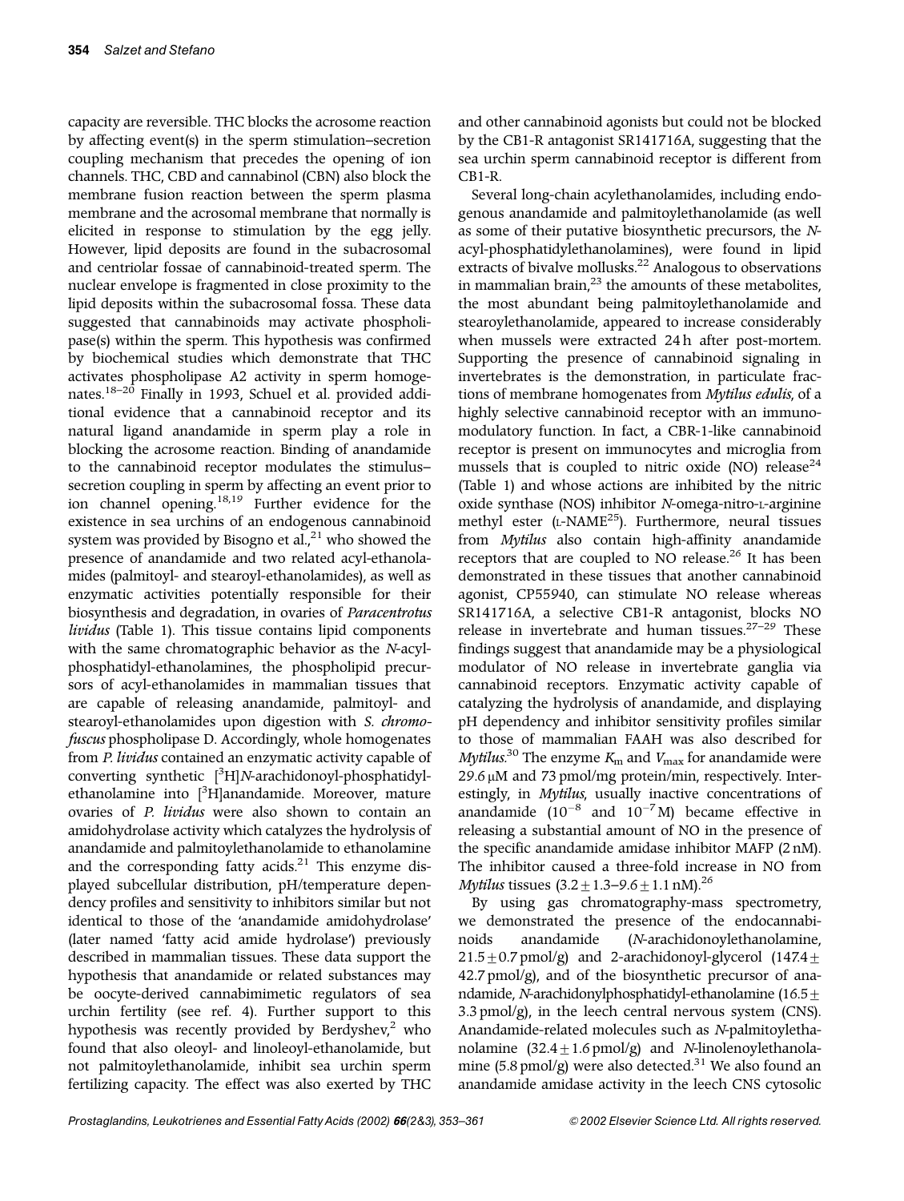capacity are reversible. THC blocks the acrosome reaction by affecting event(s) in the sperm stimulation–secretion coupling mechanism that precedes the opening of ion channels. THC, CBD and cannabinol (CBN) also block the membrane fusion reaction between the sperm plasma membrane and the acrosomal membrane that normally is elicited in response to stimulation by the egg jelly. However, lipid deposits are found in the subacrosomal and centriolar fossae of cannabinoid-treated sperm. The nuclear envelope is fragmented in close proximity to the lipid deposits within the subacrosomal fossa. These data suggested that cannabinoids may activate phospholipase(s) within the sperm. This hypothesis was confirmed by biochemical studies which demonstrate that THC activates phospholipase A2 activity in sperm homogenates.[18–20] Finally in 1993, Schuel et al. provided additional evidence that a cannabinoid receptor and its natural ligand anandamide in sperm play a role in blocking the acrosome reaction. Binding of anandamide to the cannabinoid receptor modulates the stimulus–secretion coupling in sperm by affecting an event prior to ion channel opening.[18,19] Further evidence for the existence in sea urchins of an endogenous cannabinoid system was provided by Bisogno et al.,[21] who showed the presence of anandamide and two related acyl-ethanolamides (palmitoyl- and stearoyl-ethanolamides), as well as enzymatic activities potentially responsible for their biosynthesis and degradation, in ovaries of *Paracentrotus lividus* (Table 1). This tissue contains lipid components with the same chromatographic behavior as the *N*-acyl-phosphatidyl-ethanolamines, the phospholipid precursors of acyl-ethanolamides in mammalian tissues that are capable of releasing anandamide, palmitoyl- and stearoyl-ethanolamides upon digestion with *S. chromofuscus* phospholipase D. Accordingly, whole homogenates from *P. lividus* contained an enzymatic activity capable of converting synthetic [$^{3}$H]*N*-arachidonoyl-phosphatidyl-ethanolamine into [$^{3}$H]anandamide. Moreover, mature ovaries of *P. lividus* were also shown to contain an amidohydrolase activity which catalyzes the hydrolysis of anandamide and palmitoylethanolamide to ethanolamine and the corresponding fatty acids.[21] This enzyme displayed subcellular distribution, pH/temperature dependency profiles and sensitivity to inhibitors similar but not identical to those of the 'anandamide amidohydrolase' (later named 'fatty acid amide hydrolase') previously described in mammalian tissues. These data support the hypothesis that anandamide or related substances may be oocyte-derived cannabimimetic regulators of sea urchin fertility (see ref. 4). Further support to this hypothesis was recently provided by Berdyshev,[2] who found that also oleoyl- and linoleoyl-ethanolamide, but not palmitoylethanolamide, inhibit sea urchin sperm fertilizing capacity. The effect was also exerted by THC and other cannabinoid agonists but could not be blocked by the CB1-R antagonist SR141716A, suggesting that the sea urchin sperm cannabinoid receptor is different from CB1-R.

Several long-chain acylethanolamides, including endogenous anandamide and palmitoylethanolamide (as well as some of their putative biosynthetic precursors, the *N*-acyl-phosphatidylethanolamines), were found in lipid extracts of bivalve mollusks.[22] Analogous to observations in mammalian brain,[23] the amounts of these metabolites, the most abundant being palmitoylethanolamide and stearoylethanolamide, appeared to increase considerably when mussels were extracted 24 h after post-mortem. Supporting the presence of cannabinoid signaling in invertebrates is the demonstration, in particulate fractions of membrane homogenates from *Mytilus edulis*, of a highly selective cannabinoid receptor with an immunomodulatory function. In fact, a CBR-1-like cannabinoid receptor is present on immunocytes and microglia from mussels that is coupled to nitric oxide (NO) release[24] (Table 1) and whose actions are inhibited by the nitric oxide synthase (NOS) inhibitor *N*-omega-nitro-L-arginine methyl ester (L-NAME[25]). Furthermore, neural tissues from *Mytilus* also contain high-affinity anandamide receptors that are coupled to NO release.[26] It has been demonstrated in these tissues that another cannabinoid agonist, CP55940, can stimulate NO release whereas SR141716A, a selective CB1-R antagonist, blocks NO release in invertebrate and human tissues.[27–29] These findings suggest that anandamide may be a physiological modulator of NO release in invertebrate ganglia via cannabinoid receptors. Enzymatic activity capable of catalyzing the hydrolysis of anandamide, and displaying pH dependency and inhibitor sensitivity profiles similar to those of mammalian FAAH was also described for *Mytilus*.[30] The enzyme $K_m$ and $V_{max}$ for anandamide were 29.6 μM and 73 pmol/mg protein/min, respectively. Interestingly, in *Mytilus*, usually inactive concentrations of anandamide ($10^{-8}$ and $10^{-7}$ M) became effective in releasing a substantial amount of NO in the presence of the specific anandamide amidase inhibitor MAFP (2 nM). The inhibitor caused a three-fold increase in NO from *Mytilus* tissues ($3.2 \pm 1.3$–$9.6 \pm 1.1$ nM).[26]

By using gas chromatography-mass spectrometry, we demonstrated the presence of the endocannabinoids anandamide (*N*-arachidonoylethanolamine, $21.5 \pm 0.7$ pmol/g) and 2-arachidonoyl-glycerol ($147.4 \pm 42.7$ pmol/g), and of the biosynthetic precursor of anandamide, *N*-arachidonylphosphatidyl-ethanolamine ($16.5 \pm 3.3$ pmol/g), in the leech central nervous system (CNS). Anandamide-related molecules such as *N*-palmitoylethanolamine ($32.4 \pm 1.6$ pmol/g) and *N*-linolenoylethanolamine (5.8 pmol/g) were also detected.[31] We also found an anandamide amidase activity in the leech CNS cytosolic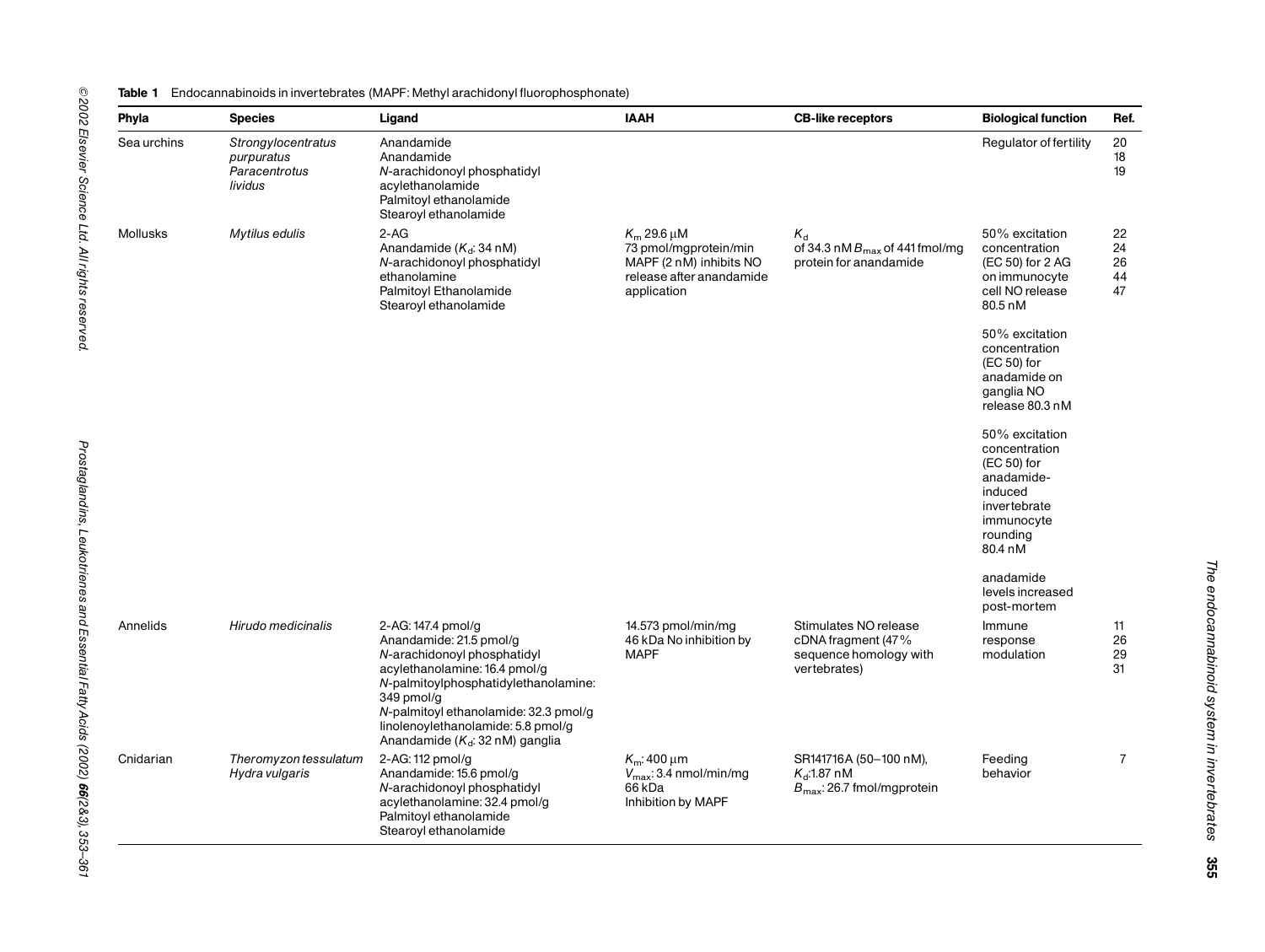**Table 1** Endocannabinoids in invertebrates (MAPF: Methyl arachidonyl fluorophosphonate)

| Phyla | Species | Ligand | IAAH | CB-like receptors | Biological function | Ref. |
|---|---|---|---|---|---|---|
| Sea urchins | *Strongylocentratus purpuratus* *Paracentrotus lividus* | Anandamide<br>Anandamide<br>*N*-arachidonoyl phosphatidyl acylethanolamide<br>Palmitoyl ethanolamide<br>Stearoyl ethanolamide | | | Regulator of fertility | 20<br>18<br>19 |
| Mollusks | *Mytilus edulis* | 2-AG<br>Anandamide ($K_d$: 34 nM)<br>*N*-arachidonoyl phosphatidyl ethanolamine<br>Palmitoyl Ethanolamide<br>Stearoyl ethanolamide | $K_m$ 29.6 μM<br>73 pmol/mgprotein/min<br>MAPF (2 nM) inhibits NO release after anandamide application | $K_d$ of 34.3 nM $B_{max}$ of 441 fmol/mg protein for anandamide | 50% excitation concentration (EC 50) for 2 AG on immunocyte cell NO release 80.5 nM<br><br>50% excitation concentration (EC 50) for anadamide on ganglia NO release 80.3 nM<br><br>50% excitation concentration (EC 50) for anadamide-induced invertebrate immunocyte rounding 80.4 nM<br><br>anadamide levels increased post-mortem | 22<br>24<br>26<br>44<br>47 |
| Annelids | *Hirudo medicinalis* | 2-AG: 147.4 pmol/g<br>Anandamide: 21.5 pmol/g<br>*N*-arachidonoyl phosphatidyl acylethanolamine: 16.4 pmol/g<br>*N*-palmitoylphosphatidylethanolamine: 349 pmol/g<br>*N*-palmitoyl ethanolamide: 32.3 pmol/g<br>linolenoylethanolamide: 5.8 pmol/g<br>Anandamide ($K_d$: 32 nM) ganglia | 14.573 pmol/min/mg<br>46 kDa No inhibition by MAPF | Stimulates NO release<br>cDNA fragment (47% sequence homology with vertebrates) | Immune response modulation | 11<br>26<br>29<br>31 |
| Cnidarian | *Theromyzon tessulatum* *Hydra vulgaris* | 2-AG: 112 pmol/g<br>Anandamide: 15.6 pmol/g<br>*N*-arachidonoyl phosphatidyl acylethanolamine: 32.4 pmol/g<br>Palmitoyl ethanolamide<br>Stearoyl ethanolamide | $K_m$: 400 μm<br>$V_{max}$: 3.4 nmol/min/mg<br>66 kDa<br>Inhibition by MAPF | SR141716A (50–100 nM),<br>$K_d$:1.87 nM<br>$B_{max}$: 26.7 fmol/mgprotein | Feeding behavior | 7 |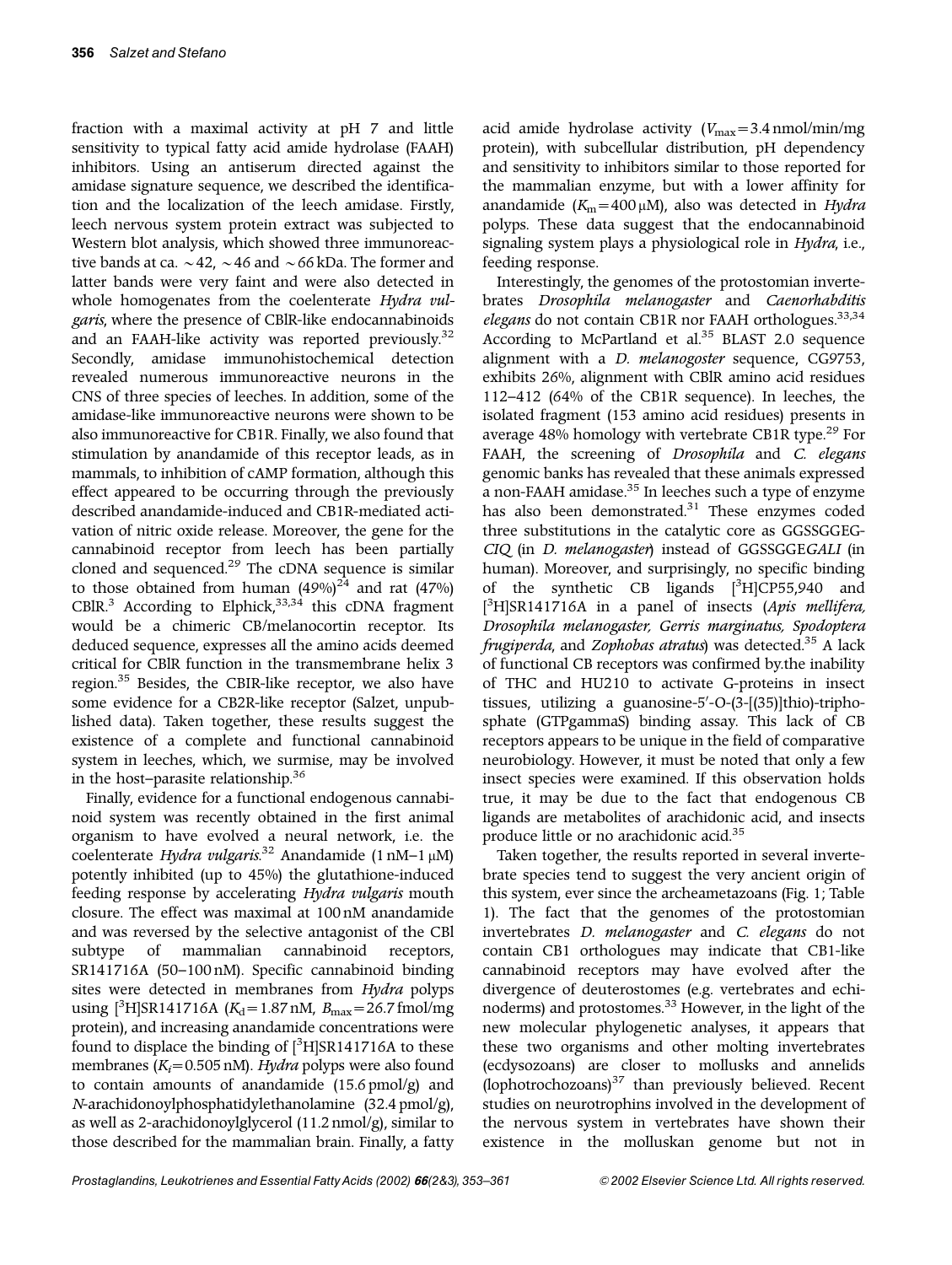fraction with a maximal activity at pH 7 and little sensitivity to typical fatty acid amide hydrolase (FAAH) inhibitors. Using an antiserum directed against the amidase signature sequence, we described the identification and the localization of the leech amidase. Firstly, leech nervous system protein extract was subjected to Western blot analysis, which showed three immunoreactive bands at ca. ~42, ~46 and ~66 kDa. The former and latter bands were very faint and were also detected in whole homogenates from the coelenterate *Hydra vulgaris*, where the presence of CBlR-like endocannabinoids and an FAAH-like activity was reported previously.[32] Secondly, amidase immunohistochemical detection revealed numerous immunoreactive neurons in the CNS of three species of leeches. In addition, some of the amidase-like immunoreactive neurons were shown to be also immunoreactive for CB1R. Finally, we also found that stimulation by anandamide of this receptor leads, as in mammals, to inhibition of cAMP formation, although this effect appeared to be occurring through the previously described anandamide-induced and CB1R-mediated activation of nitric oxide release. Moreover, the gene for the cannabinoid receptor from leech has been partially cloned and sequenced.[29] The cDNA sequence is similar to those obtained from human (49%)[24] and rat (47%) CBlR.[3] According to Elphick,[33,34] this cDNA fragment would be a chimeric CB/melanocortin receptor. Its deduced sequence, expresses all the amino acids deemed critical for CBlR function in the transmembrane helix 3 region.[35] Besides, the CBIR-like receptor, we also have some evidence for a CB2R-like receptor (Salzet, unpublished data). Taken together, these results suggest the existence of a complete and functional cannabinoid system in leeches, which, we surmise, may be involved in the host–parasite relationship.[36]

Finally, evidence for a functional endogenous cannabinoid system was recently obtained in the first animal organism to have evolved a neural network, i.e. the coelenterate *Hydra vulgaris*.[32] Anandamide (1 nM–1 μM) potently inhibited (up to 45%) the glutathione-induced feeding response by accelerating *Hydra vulgaris* mouth closure. The effect was maximal at 100 nM anandamide and was reversed by the selective antagonist of the CBl subtype of mammalian cannabinoid receptors, SR141716A (50–100 nM). Specific cannabinoid binding sites were detected in membranes from *Hydra* polyps using [$^3$H]SR141716A ($K_d$ = 1.87 nM, $B_{max}$ = 26.7 fmol/mg protein), and increasing anandamide concentrations were found to displace the binding of [$^3$H]SR141716A to these membranes ($K_i$ = 0.505 nM). *Hydra* polyps were also found to contain amounts of anandamide (15.6 pmol/g) and *N*-arachidonoylphosphatidylethanolamine (32.4 pmol/g), as well as 2-arachidonoylglycerol (11.2 nmol/g), similar to those described for the mammalian brain. Finally, a fatty acid amide hydrolase activity ($V_{max}$ = 3.4 nmol/min/mg protein), with subcellular distribution, pH dependency and sensitivity to inhibitors similar to those reported for the mammalian enzyme, but with a lower affinity for anandamide ($K_m$ = 400 μM), also was detected in *Hydra* polyps. These data suggest that the endocannabinoid signaling system plays a physiological role in *Hydra*, i.e., feeding response.

Interestingly, the genomes of the protostomian invertebrates *Drosophila melanogaster* and *Caenorhabditis elegans* do not contain CB1R nor FAAH orthologues.[33,34] According to McPartland et al.[35] BLAST 2.0 sequence alignment with a *D. melanogoster* sequence, CG9753, exhibits 26%, alignment with CBlR amino acid residues 112–412 (64% of the CB1R sequence). In leeches, the isolated fragment (153 amino acid residues) presents in average 48% homology with vertebrate CB1R type.[29] For FAAH, the screening of *Drosophila* and *C. elegans* genomic banks has revealed that these animals expressed a non-FAAH amidase.[35] In leeches such a type of enzyme has also been demonstrated.[31] These enzymes coded three substitutions in the catalytic core as GGSSGGEG-*CIQ* (in *D. melanogaster*) instead of GGSSGGE*GALI* (in human). Moreover, and surprisingly, no specific binding of the synthetic CB ligands [$^3$H]CP55,940 and [$^3$H]SR141716A in a panel of insects (*Apis mellifera, Drosophila melanogaster, Gerris marginatus, Spodoptera frugiperda*, and *Zophobas atratus*) was detected.[35] A lack of functional CB receptors was confirmed by.the inability of THC and HU210 to activate G-proteins in insect tissues, utilizing a guanosine-5′-O-(3-[(35)]thio)-triphosphate (GTPgammaS) binding assay. This lack of CB receptors appears to be unique in the field of comparative neurobiology. However, it must be noted that only a few insect species were examined. If this observation holds true, it may be due to the fact that endogenous CB ligands are metabolites of arachidonic acid, and insects produce little or no arachidonic acid.[35]

Taken together, the results reported in several invertebrate species tend to suggest the very ancient origin of this system, ever since the archeametazoans (Fig. 1; Table 1). The fact that the genomes of the protostomian invertebrates *D. melanogaster* and *C. elegans* do not contain CB1 orthologues may indicate that CB1-like cannabinoid receptors may have evolved after the divergence of deuterostomes (e.g. vertebrates and echinoderms) and protostomes.[33] However, in the light of the new molecular phylogenetic analyses, it appears that these two organisms and other molting invertebrates (ecdysozoans) are closer to mollusks and annelids (lophotrochozoans)[37] than previously believed. Recent studies on neurotrophins involved in the development of the nervous system in vertebrates have shown their existence in the molluskan genome but not in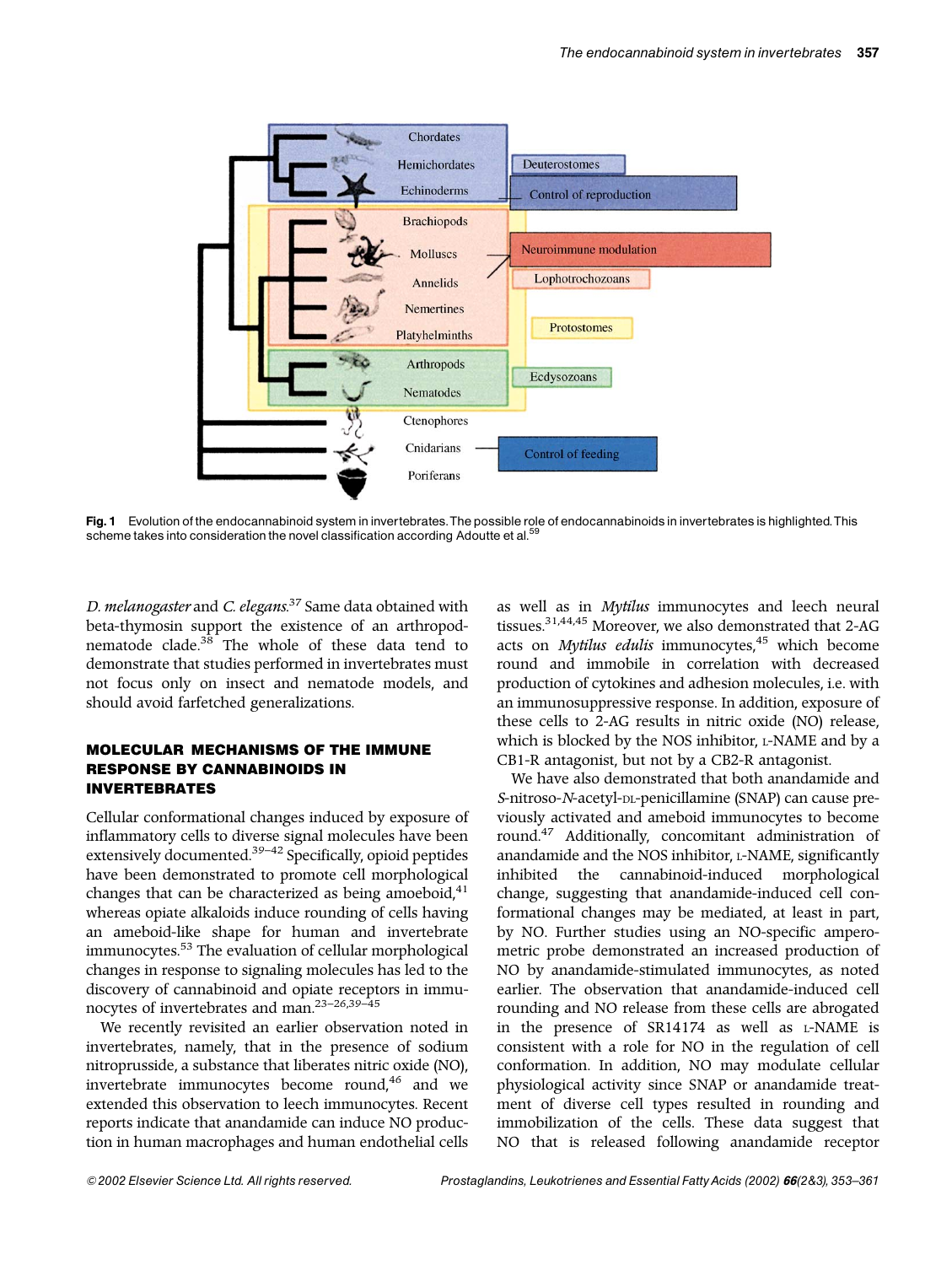**Fig. 1** Evolution of the endocannabinoid system in invertebrates. The possible role of endocannabinoids in invertebrates is highlighted. This scheme takes into consideration the novel classification according Adoutte et al.[59]

*D. melanogaster* and *C. elegans*.[37] Same data obtained with beta-thymosin support the existence of an arthropod-nematode clade.[38] The whole of these data tend to demonstrate that studies performed in invertebrates must not focus only on insect and nematode models, and should avoid farfetched generalizations.

## MOLECULAR MECHANISMS OF THE IMMUNE RESPONSE BY CANNABINOIDS IN INVERTEBRATES

Cellular conformational changes induced by exposure of inflammatory cells to diverse signal molecules have been extensively documented.[39–42] Specifically, opioid peptides have been demonstrated to promote cell morphological changes that can be characterized as being amoeboid,[41] whereas opiate alkaloids induce rounding of cells having an ameboid-like shape for human and invertebrate immunocytes.[53] The evaluation of cellular morphological changes in response to signaling molecules has led to the discovery of cannabinoid and opiate receptors in immunocytes of invertebrates and man.[23–26,39–45]

We recently revisited an earlier observation noted in invertebrates, namely, that in the presence of sodium nitroprusside, a substance that liberates nitric oxide (NO), invertebrate immunocytes become round,[46] and we extended this observation to leech immunocytes. Recent reports indicate that anandamide can induce NO production in human macrophages and human endothelial cells as well as in *Mytilus* immunocytes and leech neural tissues.[31,44,45] Moreover, we also demonstrated that 2-AG acts on *Mytilus edulis* immunocytes,[45] which become round and immobile in correlation with decreased production of cytokines and adhesion molecules, i.e. with an immunosuppressive response. In addition, exposure of these cells to 2-AG results in nitric oxide (NO) release, which is blocked by the NOS inhibitor, L-NAME and by a CB1-R antagonist, but not by a CB2-R antagonist.

We have also demonstrated that both anandamide and *S*-nitroso-*N*-acetyl-DL-penicillamine (SNAP) can cause previously activated and ameboid immunocytes to become round.[47] Additionally, concomitant administration of anandamide and the NOS inhibitor, L-NAME, significantly inhibited the cannabinoid-induced morphological change, suggesting that anandamide-induced cell conformational changes may be mediated, at least in part, by NO. Further studies using an NO-specific amperometric probe demonstrated an increased production of NO by anandamide-stimulated immunocytes, as noted earlier. The observation that anandamide-induced cell rounding and NO release from these cells are abrogated in the presence of SR14174 as well as L-NAME is consistent with a role for NO in the regulation of cell conformation. In addition, NO may modulate cellular physiological activity since SNAP or anandamide treatment of diverse cell types resulted in rounding and immobilization of the cells. These data suggest that NO that is released following anandamide receptor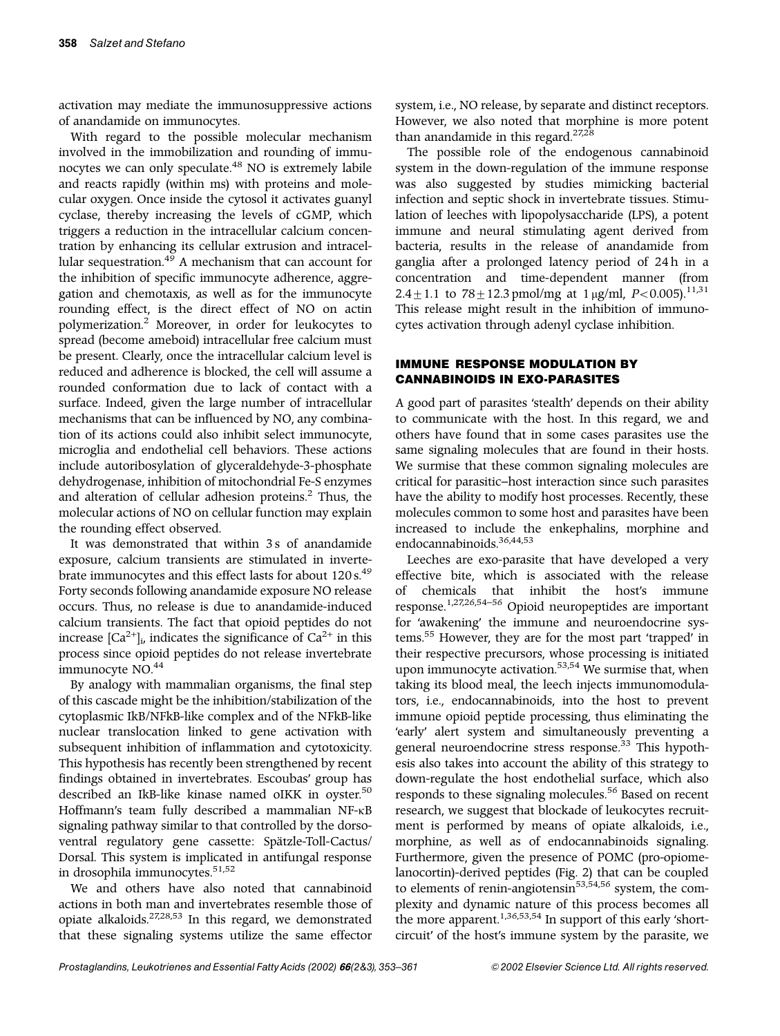activation may mediate the immunosuppressive actions of anandamide on immunocytes.

With regard to the possible molecular mechanism involved in the immobilization and rounding of immunocytes we can only speculate.[48] NO is extremely labile and reacts rapidly (within ms) with proteins and molecular oxygen. Once inside the cytosol it activates guanyl cyclase, thereby increasing the levels of cGMP, which triggers a reduction in the intracellular calcium concentration by enhancing its cellular extrusion and intracellular sequestration.[49] A mechanism that can account for the inhibition of specific immunocyte adherence, aggregation and chemotaxis, as well as for the immunocyte rounding effect, is the direct effect of NO on actin polymerization.[2] Moreover, in order for leukocytes to spread (become ameboid) intracellular free calcium must be present. Clearly, once the intracellular calcium level is reduced and adherence is blocked, the cell will assume a rounded conformation due to lack of contact with a surface. Indeed, given the large number of intracellular mechanisms that can be influenced by NO, any combination of its actions could also inhibit select immunocyte, microglia and endothelial cell behaviors. These actions include autoribosylation of glyceraldehyde-3-phosphate dehydrogenase, inhibition of mitochondrial Fe-S enzymes and alteration of cellular adhesion proteins.[2] Thus, the molecular actions of NO on cellular function may explain the rounding effect observed.

It was demonstrated that within 3 s of anandamide exposure, calcium transients are stimulated in invertebrate immunocytes and this effect lasts for about 120 s.[49] Forty seconds following anandamide exposure NO release occurs. Thus, no release is due to anandamide-induced calcium transients. The fact that opioid peptides do not increase $[Ca^{2+}]_i$, indicates the significance of $Ca^{2+}$ in this process since opioid peptides do not release invertebrate immunocyte NO.[44]

By analogy with mammalian organisms, the final step of this cascade might be the inhibition/stabilization of the cytoplasmic IkB/NFkB-like complex and of the NFkB-like nuclear translocation linked to gene activation with subsequent inhibition of inflammation and cytotoxicity. This hypothesis has recently been strengthened by recent findings obtained in invertebrates. Escoubas' group has described an IkB-like kinase named oIKK in oyster.[50] Hoffmann's team fully described a mammalian NF-κB signaling pathway similar to that controlled by the dorso-ventral regulatory gene cassette: Spätzle-Toll-Cactus/Dorsal. This system is implicated in antifungal response in drosophila immunocytes.[51,52]

We and others have also noted that cannabinoid actions in both man and invertebrates resemble those of opiate alkaloids.[27,28,53] In this regard, we demonstrated that these signaling systems utilize the same effector system, i.e., NO release, by separate and distinct receptors. However, we also noted that morphine is more potent than anandamide in this regard.[27,28]

The possible role of the endogenous cannabinoid system in the down-regulation of the immune response was also suggested by studies mimicking bacterial infection and septic shock in invertebrate tissues. Stimulation of leeches with lipopolysaccharide (LPS), a potent immune and neural stimulating agent derived from bacteria, results in the release of anandamide from ganglia after a prolonged latency period of 24 h in a concentration and time-dependent manner (from $2.4 \pm 1.1$ to $78 \pm 12.3$ pmol/mg at 1 μg/ml, $P < 0.005$).[11,31] This release might result in the inhibition of immunocytes activation through adenyl cyclase inhibition.

## IMMUNE RESPONSE MODULATION BY CANNABINOIDS IN EXO-PARASITES

A good part of parasites 'stealth' depends on their ability to communicate with the host. In this regard, we and others have found that in some cases parasites use the same signaling molecules that are found in their hosts. We surmise that these common signaling molecules are critical for parasitic–host interaction since such parasites have the ability to modify host processes. Recently, these molecules common to some host and parasites have been increased to include the enkephalins, morphine and endocannabinoids.[36,44,53]

Leeches are exo-parasite that have developed a very effective bite, which is associated with the release of chemicals that inhibit the host's immune response.[1,27,26,54–56] Opioid neuropeptides are important for 'awakening' the immune and neuroendocrine systems.[55] However, they are for the most part 'trapped' in their respective precursors, whose processing is initiated upon immunocyte activation.[53,54] We surmise that, when taking its blood meal, the leech injects immunomodulators, i.e., endocannabinoids, into the host to prevent immune opioid peptide processing, thus eliminating the 'early' alert system and simultaneously preventing a general neuroendocrine stress response.[33] This hypothesis also takes into account the ability of this strategy to down-regulate the host endothelial surface, which also responds to these signaling molecules.[56] Based on recent research, we suggest that blockade of leukocytes recruitment is performed by means of opiate alkaloids, i.e., morphine, as well as of endocannabinoids signaling. Furthermore, given the presence of POMC (pro-opiomelanocortin)-derived peptides (Fig. 2) that can be coupled to elements of renin-angiotensin[53,54,56] system, the complexity and dynamic nature of this process becomes all the more apparent.[1,36,53,54] In support of this early 'short-circuit' of the host's immune system by the parasite, we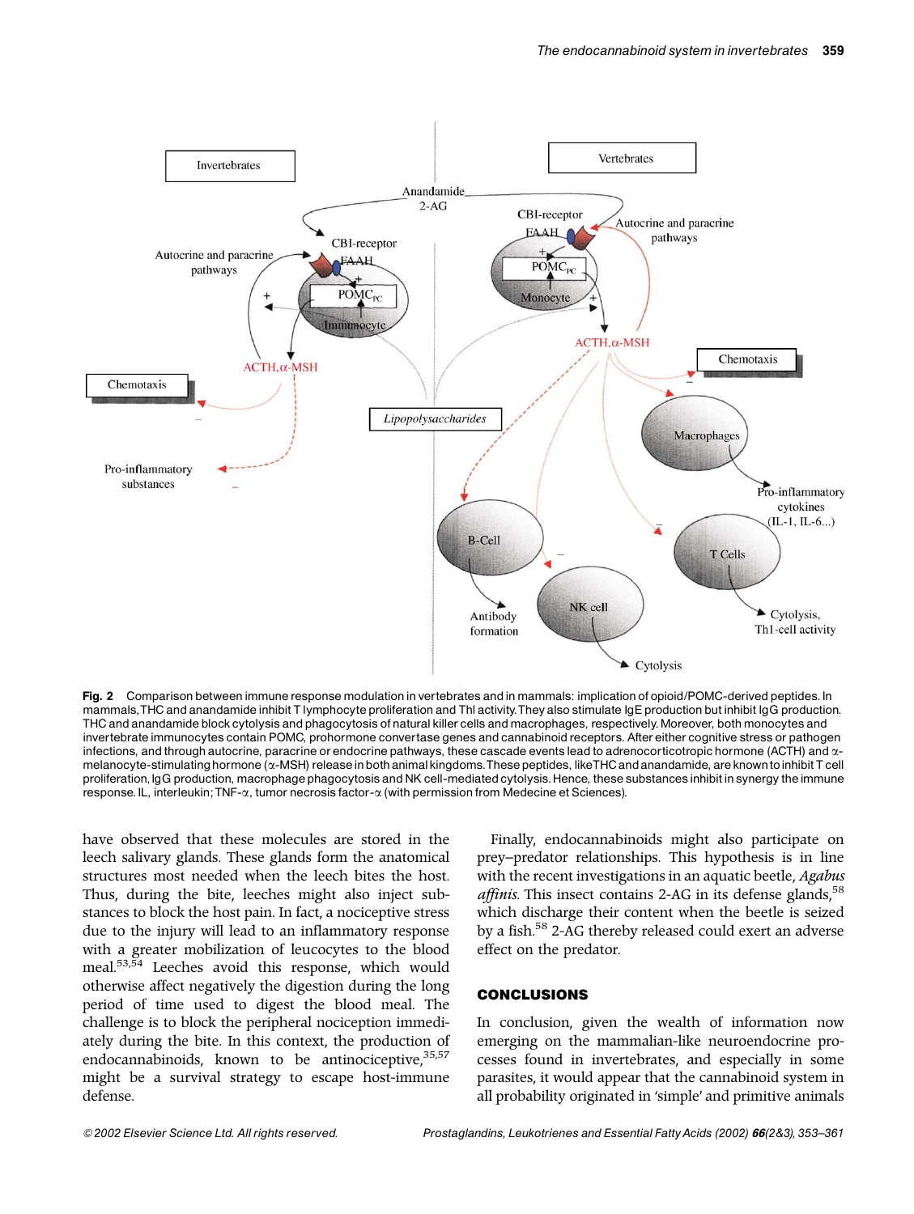**Fig. 2** Comparison between immune response modulation in vertebrates and in mammals: implication of opioid/POMC-derived peptides. In mammals, THC and ananandamide inhibit T lymphocyte proliferation and Thl activity. They also stimulate IgE production but inhibit IgG production. THC and anandamide block cytolysis and phagocytosis of natural killer cells and macrophages, respectively. Moreover, both monocytes and invertebrate immunocytes contain POMC, prohormone convertase genes and cannabinoid receptors. After either cognitive stress or pathogen infections, and through autocrine, paracrine or endocrine pathways, these cascade events lead to adrenocorticotropic hormone (ACTH) and $\alpha$-melanocyte-stimulating hormone ($\alpha$-MSH) release in both animal kingdoms. These peptides, like THC and anandamide, are known to inhibit T cell proliferation, IgG production, macrophage phagocytosis and NK cell-mediated cytolysis. Hence, these substances inhibit in synergy the immune response. IL, interleukin; TNF-$\alpha$, tumor necrosis factor-$\alpha$ (with permission from Medecine et Sciences).

have observed that these molecules are stored in the leech salivary glands. These glands form the anatomical structures most needed when the leech bites the host. Thus, during the bite, leeches might also inject substances to block the host pain. In fact, a nociceptive stress due to the injury will lead to an inflammatory response with a greater mobilization of leucocytes to the blood meal.[53,54] Leeches avoid this response, which would otherwise affect negatively the digestion during the long period of time used to digest the blood meal. The challenge is to block the peripheral nociception immediately during the bite. In this context, the production of endocannabinoids, known to be antinociceptive,[35,57] might be a survival strategy to escape host-immune defense.

Finally, endocannabinoids might also participate on prey–predator relationships. This hypothesis is in line with the recent investigations in an aquatic beetle, *Agabus affinis*. This insect contains 2-AG in its defense glands,[58] which discharge their content when the beetle is seized by a fish.[58] 2-AG thereby released could exert an adverse effect on the predator.

## CONCLUSIONS

In conclusion, given the wealth of information now emerging on the mammalian-like neuroendocrine processes found in invertebrates, and especially in some parasites, it would appear that the cannabinoid system in all probability originated in 'simple' and primitive animals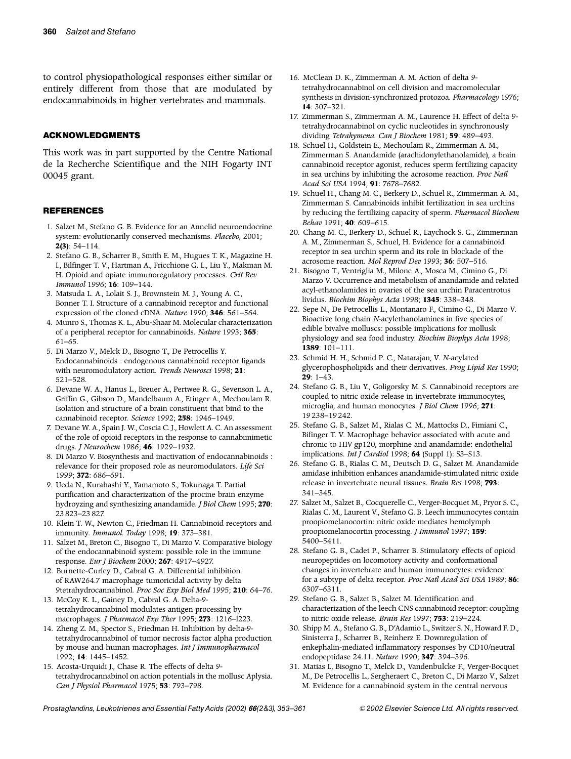to control physiopathological responses either similar or entirely different from those that are modulated by endocannabinoids in higher vertebrates and mammals.

## ACKNOWLEDGMENTS

This work was in part supported by the Centre National de la Recherche Scientifique and the NIH Fogarty INT 00045 grant.

## REFERENCES

1. Salzet M., Stefano G. B. Evidence for an Annelid neuroendocrine system: evolutionarily conserved mechanisms. *Placebo*, 2001; **2(3)**: 54–114.
2. Stefano G. B., Scharrer B., Smith E. M., Hugues T. K., Magazine H. I., Bilfinger T. V., Hartman A., Fricchione G. L., Liu Y., Makman M. H. Opioid and opiate immunoregulatory processes. *Crit Rev Immunol* 1996; **16**: 109–144.
3. Matsuda L. A., Lolait S. J., Brownstein M. J., Young A. C., Bonner T. I. Structure of a cannabinoid receptor and functional expression of the cloned cDNA. *Nature* 1990; **346**: 561–564.
4. Munro S., Thomas K. L., Abu-Shaar M. Molecular characterization of a peripheral receptor for cannabinoids. *Nature* 1993; **365**: 61–65.
5. Di Marzo V., Melck D., Bisogno T., De Petrocellis Y. Endocannabinoids : endogenous cannabinoid receptor ligands with neuromodulatory action. *Trends Neurosci* 1998; **21**: 521–528.
6. Devane W. A., Hanus L., Breuer A., Pertwee R. G., Sevenson L. A., Griffin G., Gibson D., Mandelbaum A., Etinger A., Mechoulam R. Isolation and structure of a brain constituent that bind to the cannabinoid receptor. *Science* 1992; **258**: 1946–1949.
7. Devane W. A., Spain J. W., Coscia C. J., Howlett A. C. An assessment of the role of opioid receptors in the response to cannabimimetic drugs. *J Neurochem* 1986; **46**: 1929–1932.
8. Di Marzo V. Biosynthesis and inactivation of endocannabinoids : relevance for their proposed role as neuromodulators. *Life Sci* 1999; **372**: 686–691.
9. Ueda N., Kurahashi Y., Yamamoto S., Tokunaga T. Partial purification and characterization of the procine brain enzyme hydroyzing and synthesizing anandamide. *J Biol Chem* 1995; **270**: 23 823–23 827.
10. Klein T. W., Newton C., Friedman H. Cannabinoid receptors and immunity. *Immunol. Today* 1998; **19**: 373–381.
11. Salzet M., Breton C., Bisogno T., Di Marzo V. Comparative biology of the endocannabinoid system: possible role in the immune response. *Eur J Biochem* 2000; **267**: 4917–4927.
12. Burnette-Curley D., Cabral G. A. Differential inhibition of RAW264.7 macrophage tumoricidal activity by delta 9tetrahydrocannabinol. *Proc Soc Exp Biol Med* 1995; **210**: 64–76.
13. McCoy K. L., Gainey D., Cabral G. A. Delta-9-tetrahydrocannabinol modulates antigen processing by macrophages. *J Pharmacol Exp Ther* 1995; **273**: 1216–l223.
14. Zheng Z. M., Spector S., Friedman H. Inhibition by delta-9-tetrahydrocannabinol of tumor necrosis factor alpha production by mouse and human macrophages. *Int J Immunopharmacol* 1992; **14**: 1445–1452.
15. Acosta-Urquidi J., Chase R. The effects of delta 9-tetrahydrocannabinol on action potentials in the mollusc Aplysia. *Can J Physiol Pharmacol* 1975; **53**: 793–798.
16. McClean D. K., Zimmerman A. M. Action of delta 9-tetrahydrocannabinol on cell division and macromolecular synthesis in division-synchronized protozoa. *Pharmacology* 1976; **14**: 307–321.
17. Zimmerman S., Zimmerman A. M., Laurence H. Effect of delta 9-tetrahydrocannabinol on cyclic nucleotides in synchronously dividing *Tetrahymena. Can J Biochem* 1981; **59**: 489–493.
18. Schuel H., Goldstein E., Mechoulam R., Zimmerman A. M., Zimmerman S. Anandamide (arachidonylethanolamide), a brain cannabinoid receptor agonist, reduces sperm fertilizing capacity in sea urchins by inhibiting the acrosome reaction. *Proc Natl Acad Sci USA* 1994; **91**: 7678–7682.
19. Schuel H., Chang M. C., Berkery D., Schuel R., Zimmerman A. M., Zimmerman S. Cannabinoids inhibit fertilization in sea urchins by reducing the fertilizing capacity of sperm. *Pharmacol Biochem Behav* 1991; **40**: 609–615.
20. Chang M. C., Berkery D., Schuel R., Laychock S. G., Zimmerman A. M., Zimmerman S., Schuel, H. Evidence for a cannabinoid receptor in sea urchin sperm and its role in blockade of the acrosome reaction. *Mol Reprod Dev* 1993; **36**: 507–516.
21. Bisogno T., Ventriglia M., Milone A., Mosca M., Cimino G., Di Marzo V. Occurrence and metabolism of anandamide and related acyl-ethanolamides in ovaries of the sea urchin Paracentrotus lividus. *Biochim Biophys Acta* 1998; **1345**: 338–348.
22. Sepe N., De Petrocellis L., Montanaro F., Cimino G., Di Marzo V. Bioactive long chain *N*-acylethanolamines in five species of edible bivalve molluscs: possible implications for mollusk physiology and sea food industry. *Biochim Biophys Acta* 1998; **1389**: 101–111.
23. Schmid H. H., Schmid P. C., Natarajan, V. *N*-acylated glycerophospholipids and their derivatives. *Prog Lipid Res* 1990; **29**: 1–43.
24. Stefano G. B., Liu Y., Goligorsky M. S. Cannabinoid receptors are coupled to nitric oxide release in invertebrate immunocytes, microglia, and human monocytes. *J Biol Chem* 1996; **271**: 19 238–19 242.
25. Stefano G. B., Salzet M., Rialas C. M., Mattocks D., Fimiani C., Bifinger T. V. Macrophage behavior associated with acute and chronic to HIV gp120, morphine and anandamide: endothelial implications. *Int J Cardiol* 1998; **64** (Suppl 1): S3–S13.
26. Stefano G. B., Rialas C. M., Deutsch D. G., Salzet M. Anandamide amidase inhibition enhances anandamide-stimulated nitric oxide release in invertebrate neural tissues. *Brain Res* 1998; **793**: 341–345.
27. Salzet M., Salzet B., Cocquerelle C., Verger-Bocquet M., Pryor S. C., Rialas C. M., Laurent V., Stefano G. B. Leech immunocytes contain proopiomelanocortin: nitric oxide mediates hemolymph proopiomelanocortin processing. *J Immunol* 1997; **159**: 5400–5411.
28. Stefano G. B., Cadet P., Scharrer B. Stimulatory effects of opioid neuropeptides on locomotory activity and conformational changes in invertebrate and human immunocytes: evidence for a subtype of delta receptor. *Proc Natl Acad Sci USA* 1989; **86**: 6307–6311.
29. Stefano G. B., Salzet B., Salzet M. Identification and characterization of the leech CNS cannabinoid receptor: coupling to nitric oxide release. *Brain Res* 1997; **753**: 219–224.
30. Shipp M. A., Stefano G. B., D'Adamio L., Switzer S. N., Howard F. D., Sinisterra J., Scharrer B., Reinherz E. Downregulation of enkephalin-mediated inflammatory responses by CD10/neutral endopeptidase 24.11. *Nature* 1990; **347**: 394–396.
31. Matias I., Bisogno T., Melck D., Vandenbulcke F., Verger-Bocquet M., De Petrocellis L., Sergheraert C., Breton C., Di Marzo V., Salzet M. Evidence for a cannabinoid system in the central nervous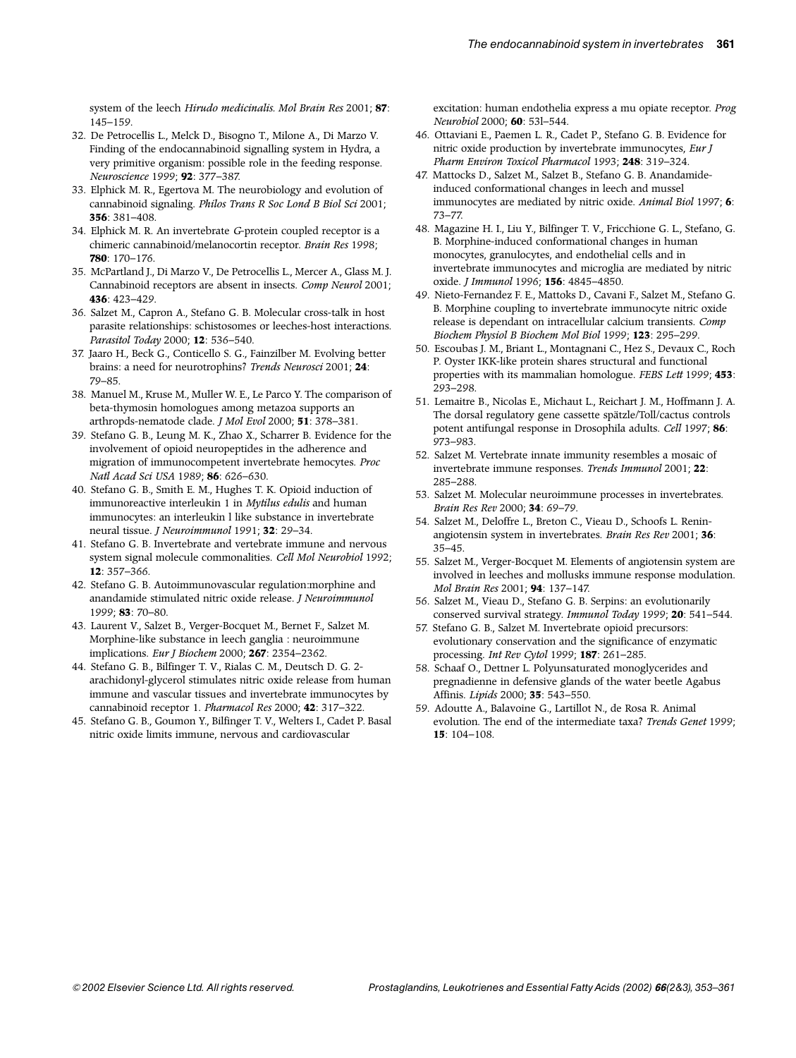system of the leech *Hirudo medicinalis*. *Mol Brain Res* 2001; **87**: 145–159.

32. De Petrocellis L., Melck D., Bisogno T., Milone A., Di Marzo V. Finding of the endocannabinoid signalling system in Hydra, a very primitive organism: possible role in the feeding response. *Neuroscience* 1999; **92**: 377–387.
33. Elphick M. R., Egertova M. The neurobiology and evolution of cannabinoid signaling. *Philos Trans R Soc Lond B Biol Sci* 2001; **356**: 381–408.
34. Elphick M. R. An invertebrate *G*-protein coupled receptor is a chimeric cannabinoid/melanocortin receptor. *Brain Res* 1998; **780**: 170–176.
35. McPartland J., Di Marzo V., De Petrocellis L., Mercer A., Glass M. J. Cannabinoid receptors are absent in insects. *Comp Neurol* 2001; **436**: 423–429.
36. Salzet M., Capron A., Stefano G. B. Molecular cross-talk in host parasite relationships: schistosomes or leeches-host interactions. *Parasitol Today* 2000; **12**: 536–540.
37. Jaaro H., Beck G., Conticello S. G., Fainzilber M. Evolving better brains: a need for neurotrophins? *Trends Neurosci* 2001; **24**: 79–85.
38. Manuel M., Kruse M., Muller W. E., Le Parco Y. The comparison of beta-thymosin homologues among metazoa supports an arthropds-nematode clade. *J Mol Evol* 2000; **51**: 378–381.
39. Stefano G. B., Leung M. K., Zhao X., Scharrer B. Evidence for the involvement of opioid neuropeptides in the adherence and migration of immunocompetent invertebrate hemocytes. *Proc Natl Acad Sci USA* 1989; **86**: 626–630.
40. Stefano G. B., Smith E. M., Hughes T. K. Opioid induction of immunoreactive interleukin 1 in *Mytilus edulis* and human immunocytes: an interleukin l like substance in invertebrate neural tissue. *J Neuroimmunol* 1991; **32**: 29–34.
41. Stefano G. B. Invertebrate and vertebrate immune and nervous system signal molecule commonalities. *Cell Mol Neurobiol* 1992; **12**: 357–366.
42. Stefano G. B. Autoimmunovascular regulation:morphine and anandamide stimulated nitric oxide release. *J Neuroimmunol* 1999; **83**: 70–80.
43. Laurent V., Salzet B., Verger-Bocquet M., Bernet F., Salzet M. Morphine-like substance in leech ganglia : neuroimmune implications. *Eur J Biochem* 2000; **267**: 2354–2362.
44. Stefano G. B., Bilfinger T. V., Rialas C. M., Deutsch D. G. 2-arachidonyl-glycerol stimulates nitric oxide release from human immune and vascular tissues and invertebrate immunocytes by cannabinoid receptor 1. *Pharmacol Res* 2000; **42**: 317–322.
45. Stefano G. B., Goumon Y., Bilfinger T. V., Welters I., Cadet P. Basal nitric oxide limits immune, nervous and cardiovascular excitation: human endothelia express a mu opiate receptor. *Prog Neurobiol* 2000; **60**: 53l–544.
46. Ottaviani E., Paemen L. R., Cadet P., Stefano G. B. Evidence for nitric oxide production by invertebrate immunocytes, *Eur J Pharm Environ Toxicol Pharmacol* 1993; **248**: 319–324.
47. Mattocks D., Salzet M., Salzet B., Stefano G. B. Anandamide-induced conformational changes in leech and mussel immunocytes are mediated by nitric oxide. *Animal Biol* 1997; **6**: 73–77.
48. Magazine H. I., Liu Y., Bilfinger T. V., Fricchione G. L., Stefano, G. B. Morphine-induced conformational changes in human monocytes, granulocytes, and endothelial cells and in invertebrate immunocytes and microglia are mediated by nitric oxide. *J Immunol* 1996; **156**: 4845–4850.
49. Nieto-Fernandez F. E., Mattoks D., Cavani F., Salzet M., Stefano G. B. Morphine coupling to invertebrate immunocyte nitric oxide release is dependant on intracellular calcium transients. *Comp Biochem Physiol B Biochem Mol Biol* 1999; **123**: 295–299.
50. Escoubas J. M., Briant L., Montagnani C., Hez S., Devaux C., Roch P. Oyster IKK-like protein shares structural and functional properties with its mammalian homologue. *FEBS Lett* 1999; **453**: 293–298.
51. Lemaitre B., Nicolas E., Michaut L., Reichart J. M., Hoffmann J. A. The dorsal regulatory gene cassette spätzle/Toll/cactus controls potent antifungal response in Drosophila adults. *Cell* 1997; **86**: 973–983.
52. Salzet M. Vertebrate innate immunity resembles a mosaic of invertebrate immune responses. *Trends Immunol* 2001; **22**: 285–288.
53. Salzet M. Molecular neuroimmune processes in invertebrates. *Brain Res Rev* 2000; **34**: 69–79.
54. Salzet M., Deloffre L., Breton C., Vieau D., Schoofs L. Renin-angiotensin system in invertebrates. *Brain Res Rev* 2001; **36**: 35–45.
55. Salzet M., Verger-Bocquet M. Elements of angiotensin system are involved in leeches and mollusks immune response modulation. *Mol Brain Res* 2001; **94**: 137–147.
56. Salzet M., Vieau D., Stefano G. B. Serpins: an evolutionarily conserved survival strategy. *Immunol Today* 1999; **20**: 541–544.
57. Stefano G. B., Salzet M. Invertebrate opioid precursors: evolutionary conservation and the significance of enzymatic processing. *Int Rev Cytol* 1999; **187**: 261–285.
58. Schaaf O., Dettner L. Polyunsaturated monoglycerides and pregnadienne in defensive glands of the water beetle Agabus Affinis. *Lipids* 2000; **35**: 543–550.
59. Adoutte A., Balavoine G., Lartillot N., de Rosa R. Animal evolution. The end of the intermediate taxa? *Trends Genet* 1999; **15**: 104–108.

© 2002 Elsevier Science Ltd. All rights reserved.